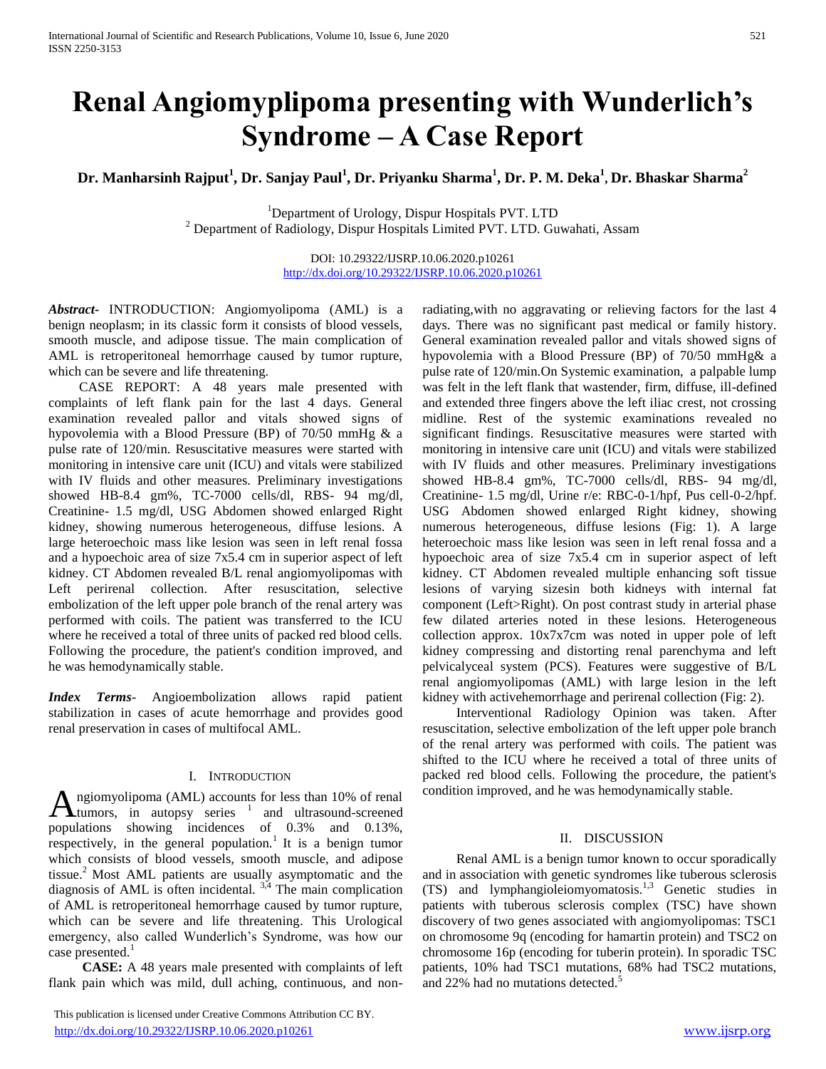# Renal Angiomyplipoma presenting with Wunderlich's Syndrome – A Case Report

**Dr. Manharsinh Rajput[1], Dr. Sanjay Paul[1], Dr. Priyanku Sharma[1], Dr. P. M. Deka[1], Dr. Bhaskar Sharma[2]**

[1]Department of Urology, Dispur Hospitals PVT. LTD
[2] Department of Radiology, Dispur Hospitals Limited PVT. LTD. Guwahati, Assam

DOI: 10.29322/IJSRP.10.06.2020.p10261
http://dx.doi.org/10.29322/IJSRP.10.06.2020.p10261

***Abstract***- INTRODUCTION: Angiomyolipoma (AML) is a benign neoplasm; in its classic form it consists of blood vessels, smooth muscle, and adipose tissue. The main complication of AML is retroperitoneal hemorrhage caused by tumor rupture, which can be severe and life threatening.

CASE REPORT: A 48 years male presented with complaints of left flank pain for the last 4 days. General examination revealed pallor and vitals showed signs of hypovolemia with a Blood Pressure (BP) of 70/50 mmHg & a pulse rate of 120/min. Resuscitative measures were started with monitoring in intensive care unit (ICU) and vitals were stabilized with IV fluids and other measures. Preliminary investigations showed HB-8.4 gm%, TC-7000 cells/dl, RBS- 94 mg/dl, Creatinine- 1.5 mg/dl, USG Abdomen showed enlarged Right kidney, showing numerous heterogeneous, diffuse lesions. A large heteroechoic mass like lesion was seen in left renal fossa and a hypoechoic area of size 7x5.4 cm in superior aspect of left kidney. CT Abdomen revealed B/L renal angiomyolipomas with Left perirenal collection. After resuscitation, selective embolization of the left upper pole branch of the renal artery was performed with coils. The patient was transferred to the ICU where he received a total of three units of packed red blood cells. Following the procedure, the patient's condition improved, and he was hemodynamically stable.

***Index Terms***- Angioembolization allows rapid patient stabilization in cases of acute hemorrhage and provides good renal preservation in cases of multifocal AML.

## I. Introduction

Angiomyolipoma (AML) accounts for less than 10% of renal tumors, in autopsy series [1] and ultrasound-screened populations showing incidences of 0.3% and 0.13%, respectively, in the general population.[1] It is a benign tumor which consists of blood vessels, smooth muscle, and adipose tissue.[2] Most AML patients are usually asymptomatic and the diagnosis of AML is often incidental. [3,4] The main complication of AML is retroperitoneal hemorrhage caused by tumor rupture, which can be severe and life threatening. This Urological emergency, also called Wunderlich's Syndrome, was how our case presented.[1]

**CASE:** A 48 years male presented with complaints of left flank pain which was mild, dull aching, continuous, and non-radiating,with no aggravating or relieving factors for the last 4 days. There was no significant past medical or family history. General examination revealed pallor and vitals showed signs of hypovolemia with a Blood Pressure (BP) of 70/50 mmHg& a pulse rate of 120/min.On Systemic examination, a palpable lump was felt in the left flank that wastender, firm, diffuse, ill-defined and extended three fingers above the left iliac crest, not crossing midline. Rest of the systemic examinations revealed no significant findings. Resuscitative measures were started with monitoring in intensive care unit (ICU) and vitals were stabilized with IV fluids and other measures. Preliminary investigations showed HB-8.4 gm%, TC-7000 cells/dl, RBS- 94 mg/dl, Creatinine- 1.5 mg/dl, Urine r/e: RBC-0-1/hpf, Pus cell-0-2/hpf. USG Abdomen showed enlarged Right kidney, showing numerous heterogeneous, diffuse lesions (Fig: 1). A large heteroechoic mass like lesion was seen in left renal fossa and a hypoechoic area of size 7x5.4 cm in superior aspect of left kidney. CT Abdomen revealed multiple enhancing soft tissue lesions of varying sizesin both kidneys with internal fat component (Left>Right). On post contrast study in arterial phase few dilated arteries noted in these lesions. Heterogeneous collection approx. 10x7x7cm was noted in upper pole of left kidney compressing and distorting renal parenchyma and left pelvicalyceal system (PCS). Features were suggestive of B/L renal angiomyolipomas (AML) with large lesion in the left kidney with activehemorrhage and perirenal collection (Fig: 2).

Interventional Radiology Opinion was taken. After resuscitation, selective embolization of the left upper pole branch of the renal artery was performed with coils. The patient was shifted to the ICU where he received a total of three units of packed red blood cells. Following the procedure, the patient's condition improved, and he was hemodynamically stable.

## II. Discussion

Renal AML is a benign tumor known to occur sporadically and in association with genetic syndromes like tuberous sclerosis (TS) and lymphangioleiomyomatosis.[1,3] Genetic studies in patients with tuberous sclerosis complex (TSC) have shown discovery of two genes associated with angiomyolipomas: TSC1 on chromosome 9q (encoding for hamartin protein) and TSC2 on chromosome 16p (encoding for tuberin protein). In sporadic TSC patients, 10% had TSC1 mutations, 68% had TSC2 mutations, and 22% had no mutations detected.[5]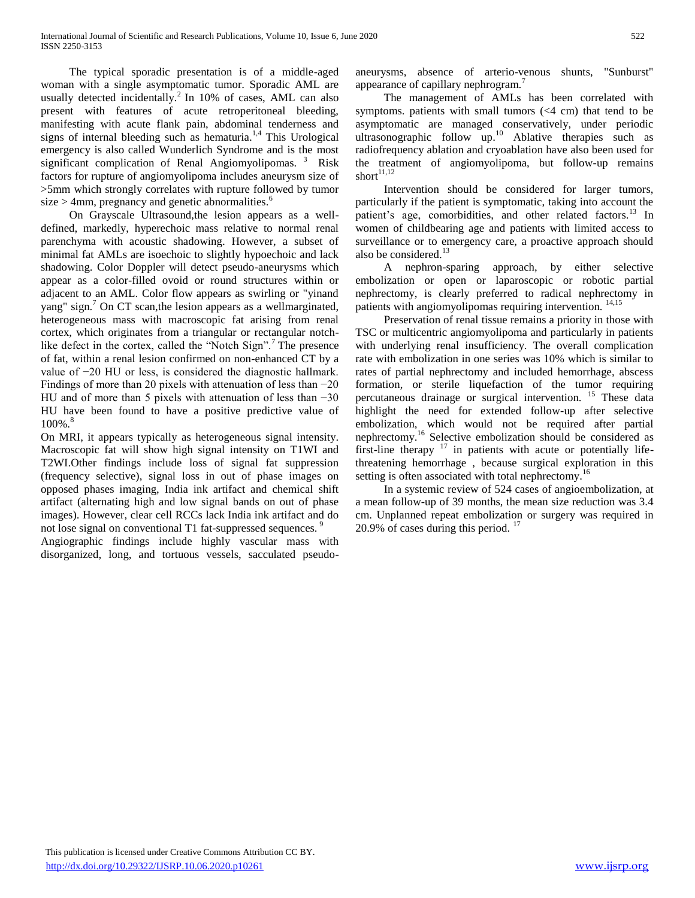The typical sporadic presentation is of a middle-aged woman with a single asymptomatic tumor. Sporadic AML are usually detected incidentally.[2] In 10% of cases, AML can also present with features of acute retroperitoneal bleeding, manifesting with acute flank pain, abdominal tenderness and signs of internal bleeding such as hematuria.[1,4] This Urological emergency is also called Wunderlich Syndrome and is the most significant complication of Renal Angiomyolipomas. [3] Risk factors for rupture of angiomyolipoma includes aneurysm size of >5mm which strongly correlates with rupture followed by tumor size > 4mm, pregnancy and genetic abnormalities.[6]

On Grayscale Ultrasound,the lesion appears as a well-defined, markedly, hyperechoic mass relative to normal renal parenchyma with acoustic shadowing. However, a subset of minimal fat AMLs are isoechoic to slightly hypoechoic and lack shadowing. Color Doppler will detect pseudo-aneurysms which appear as a color-filled ovoid or round structures within or adjacent to an AML. Color flow appears as swirling or "yinand yang" sign.[7] On CT scan,the lesion appears as a wellmarginated, heterogeneous mass with macroscopic fat arising from renal cortex, which originates from a triangular or rectangular notch-like defect in the cortex, called the "Notch Sign".[7] The presence of fat, within a renal lesion confirmed on non-enhanced CT by a value of −20 HU or less, is considered the diagnostic hallmark. Findings of more than 20 pixels with attenuation of less than −20 HU and of more than 5 pixels with attenuation of less than −30 HU have been found to have a positive predictive value of 100%.[8]

On MRI, it appears typically as heterogeneous signal intensity. Macroscopic fat will show high signal intensity on T1WI and T2WI.Other findings include loss of signal fat suppression (frequency selective), signal loss in out of phase images on opposed phases imaging, India ink artifact and chemical shift artifact (alternating high and low signal bands on out of phase images). However, clear cell RCCs lack India ink artifact and do not lose signal on conventional T1 fat-suppressed sequences. [9]

Angiographic findings include highly vascular mass with disorganized, long, and tortuous vessels, sacculated pseudo-aneurysms, absence of arterio-venous shunts, "Sunburst" appearance of capillary nephrogram.[7]

The management of AMLs has been correlated with symptoms. patients with small tumors (<4 cm) that tend to be asymptomatic are managed conservatively, under periodic ultrasonographic follow up.[10] Ablative therapies such as radiofrequency ablation and cryoablation have also been used for the treatment of angiomyolipoma, but follow-up remains short[11,12]

Intervention should be considered for larger tumors, particularly if the patient is symptomatic, taking into account the patient's age, comorbidities, and other related factors.[13] In women of childbearing age and patients with limited access to surveillance or to emergency care, a proactive approach should also be considered.[13]

A nephron-sparing approach, by either selective embolization or open or laparoscopic or robotic partial nephrectomy, is clearly preferred to radical nephrectomy in patients with angiomyolipomas requiring intervention. [14,15]

Preservation of renal tissue remains a priority in those with TSC or multicentric angiomyolipoma and particularly in patients with underlying renal insufficiency. The overall complication rate with embolization in one series was 10% which is similar to rates of partial nephrectomy and included hemorrhage, abscess formation, or sterile liquefaction of the tumor requiring percutaneous drainage or surgical intervention. [15] These data highlight the need for extended follow-up after selective embolization, which would not be required after partial nephrectomy.[16] Selective embolization should be considered as first-line therapy [17] in patients with acute or potentially life-threatening hemorrhage , because surgical exploration in this setting is often associated with total nephrectomy.[16]

In a systemic review of 524 cases of angioembolization, at a mean follow-up of 39 months, the mean size reduction was 3.4 cm. Unplanned repeat embolization or surgery was required in 20.9% of cases during this period. [17]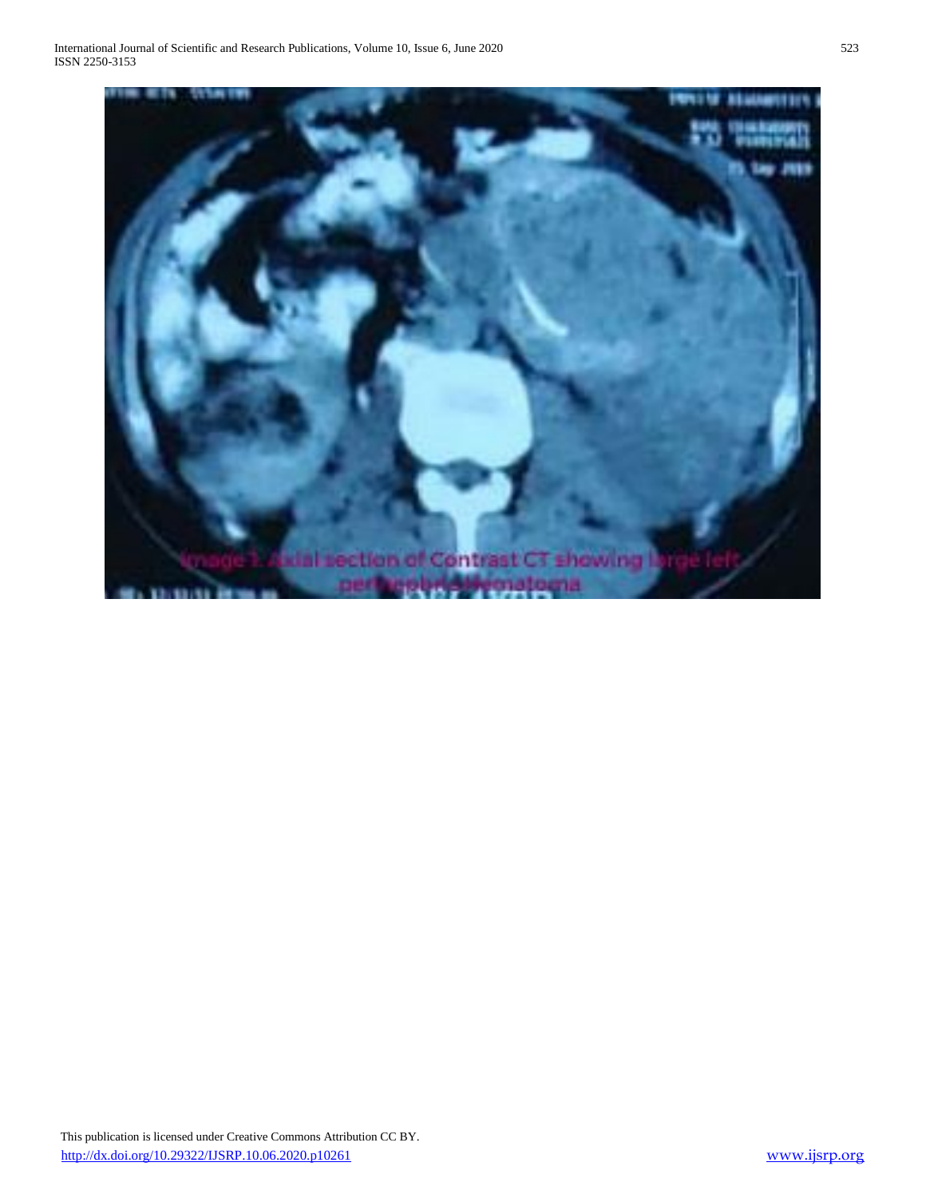Image 1. Axial section of Contrast CT showing large left perinephric hematoma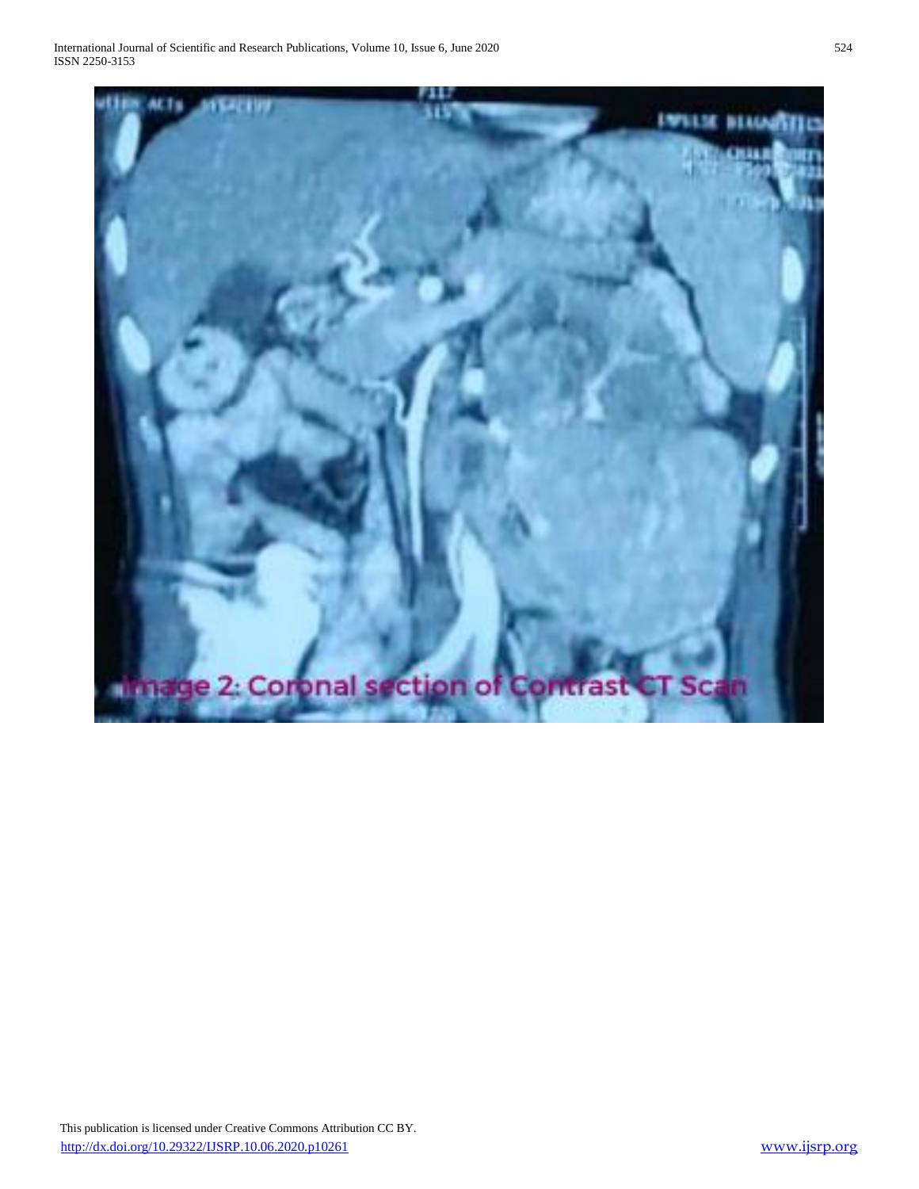Image 2: Coronal section of Contrast CT Scan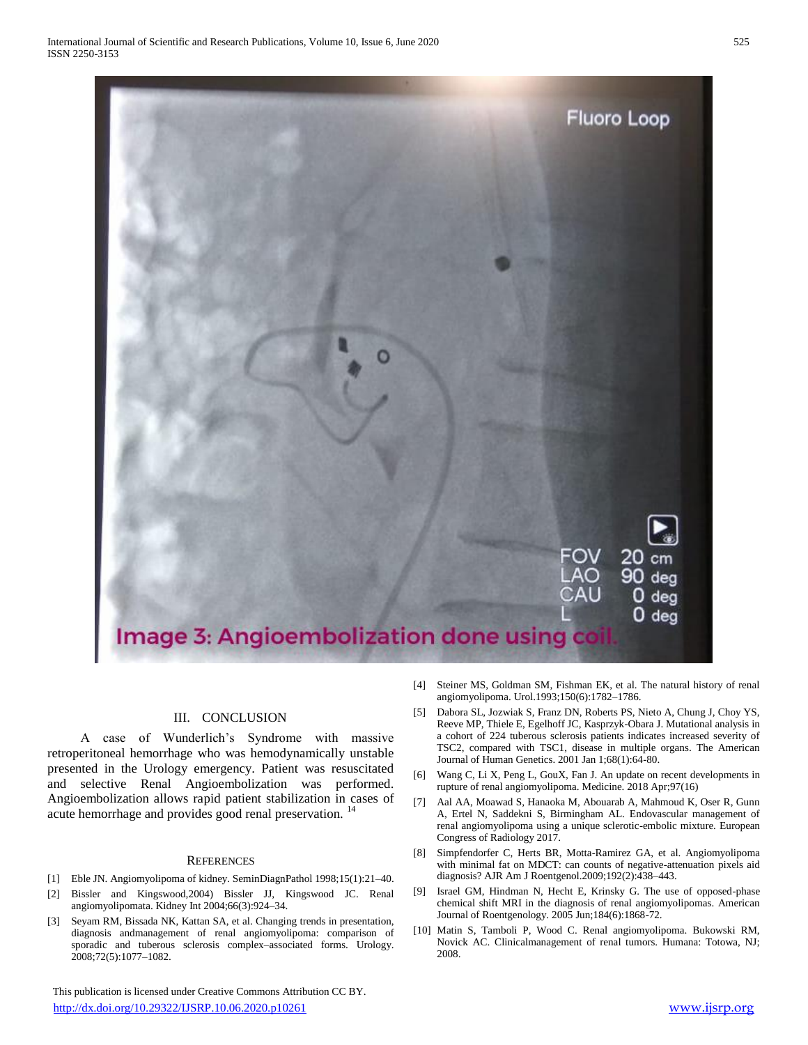Image 3: Angioembolization done using coil.

## III. CONCLUSION

A case of Wunderlich's Syndrome with massive retroperitoneal hemorrhage who was hemodynamically unstable presented in the Urology emergency. Patient was resuscitated and selective Renal Angioembolization was performed. Angioembolization allows rapid patient stabilization in cases of acute hemorrhage and provides good renal preservation. [14]

## REFERENCES

[1] Eble JN. Angiomyolipoma of kidney. SeminDiagnPathol 1998;15(1):21–40.

[2] Bissler and Kingswood,2004) Bissler JJ, Kingswood JC. Renal angiomyolipomata. Kidney Int 2004;66(3):924–34.

[3] Seyam RM, Bissada NK, Kattan SA, et al. Changing trends in presentation, diagnosis andmanagement of renal angiomyolipoma: comparison of sporadic and tuberous sclerosis complex–associated forms. Urology. 2008;72(5):1077–1082.

[4] Steiner MS, Goldman SM, Fishman EK, et al. The natural history of renal angiomyolipoma. Urol.1993;150(6):1782–1786.

[5] Dabora SL, Jozwiak S, Franz DN, Roberts PS, Nieto A, Chung J, Choy YS, Reeve MP, Thiele E, Egelhoff JC, Kasprzyk-Obara J. Mutational analysis in a cohort of 224 tuberous sclerosis patients indicates increased severity of TSC2, compared with TSC1, disease in multiple organs. The American Journal of Human Genetics. 2001 Jan 1;68(1):64-80.

[6] Wang C, Li X, Peng L, GouX, Fan J. An update on recent developments in rupture of renal angiomyolipoma. Medicine. 2018 Apr;97(16)

[7] Aal AA, Moawad S, Hanaoka M, Abouarab A, Mahmoud K, Oser R, Gunn A, Ertel N, Saddekni S, Birmingham AL. Endovascular management of renal angiomyolipoma using a unique sclerotic-embolic mixture. European Congress of Radiology 2017.

[8] Simpfendorfer C, Herts BR, Motta-Ramirez GA, et al. Angiomyolipoma with minimal fat on MDCT: can counts of negative-attenuation pixels aid diagnosis? AJR Am J Roentgenol.2009;192(2):438–443.

[9] Israel GM, Hindman N, Hecht E, Krinsky G. The use of opposed-phase chemical shift MRI in the diagnosis of renal angiomyolipomas. American Journal of Roentgenology. 2005 Jun;184(6):1868-72.

[10] Matin S, Tamboli P, Wood C. Renal angiomyolipoma. Bukowski RM, Novick AC. Clinicalmanagement of renal tumors. Humana: Totowa, NJ; 2008.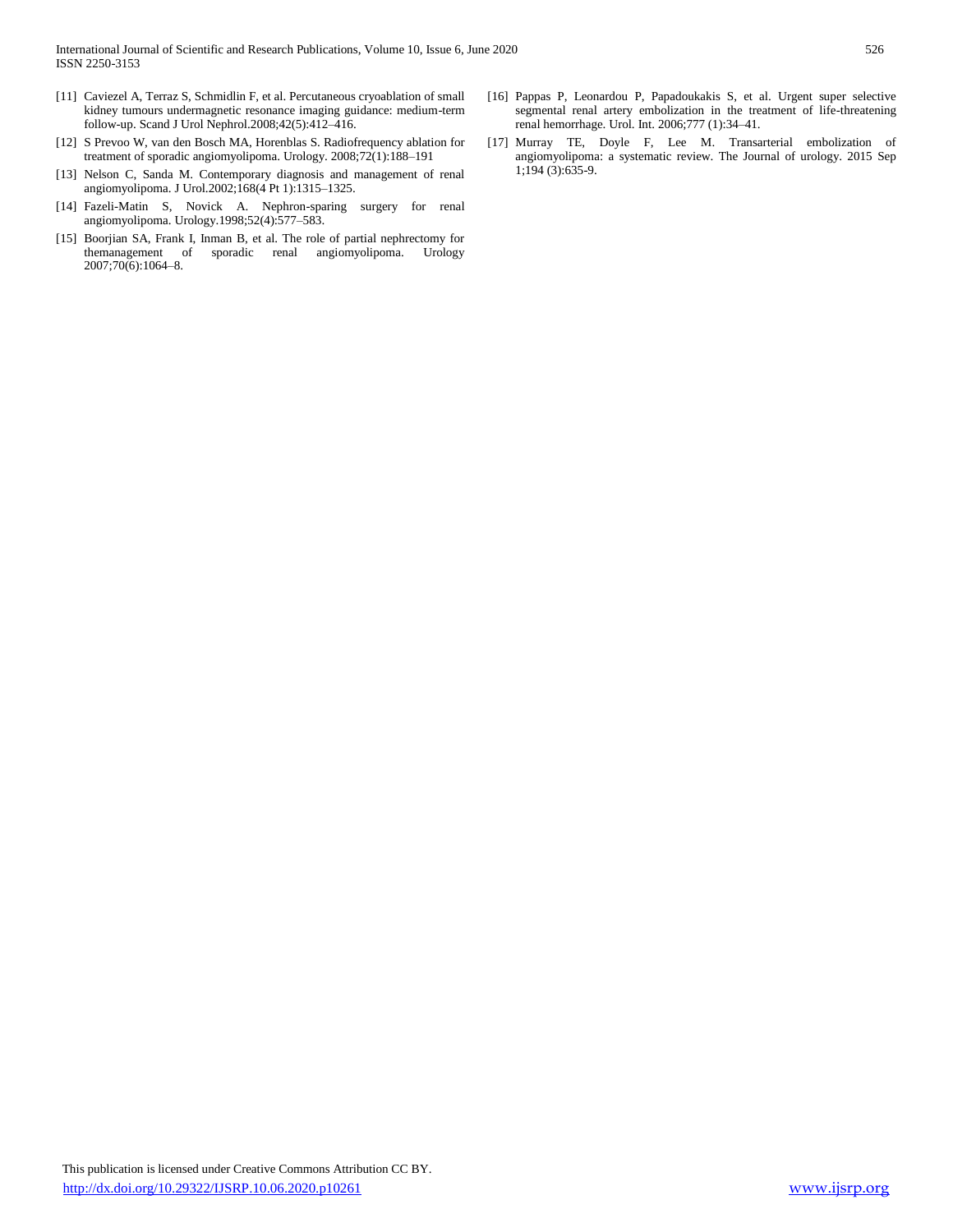[11] Caviezel A, Terraz S, Schmidlin F, et al. Percutaneous cryoablation of small kidney tumours undermagnetic resonance imaging guidance: medium-term follow-up. Scand J Urol Nephrol.2008;42(5):412–416.

[12] S Prevoo W, van den Bosch MA, Horenblas S. Radiofrequency ablation for treatment of sporadic angiomyolipoma. Urology. 2008;72(1):188–191

[13] Nelson C, Sanda M. Contemporary diagnosis and management of renal angiomyolipoma. J Urol.2002;168(4 Pt 1):1315–1325.

[14] Fazeli-Matin S, Novick A. Nephron-sparing surgery for renal angiomyolipoma. Urology.1998;52(4):577–583.

[15] Boorjian SA, Frank I, Inman B, et al. The role of partial nephrectomy for themanagement of sporadic renal angiomyolipoma. Urology 2007;70(6):1064–8.

[16] Pappas P, Leonardou P, Papadoukakis S, et al. Urgent super selective segmental renal artery embolization in the treatment of life-threatening renal hemorrhage. Urol. Int. 2006;777 (1):34–41.

[17] Murray TE, Doyle F, Lee M. Transarterial embolization of angiomyolipoma: a systematic review. The Journal of urology. 2015 Sep 1;194 (3):635-9.

This publication is licensed under Creative Commons Attribution CC BY.
http://dx.doi.org/10.29322/IJSRP.10.06.2020.p10261 www.ijsrp.org